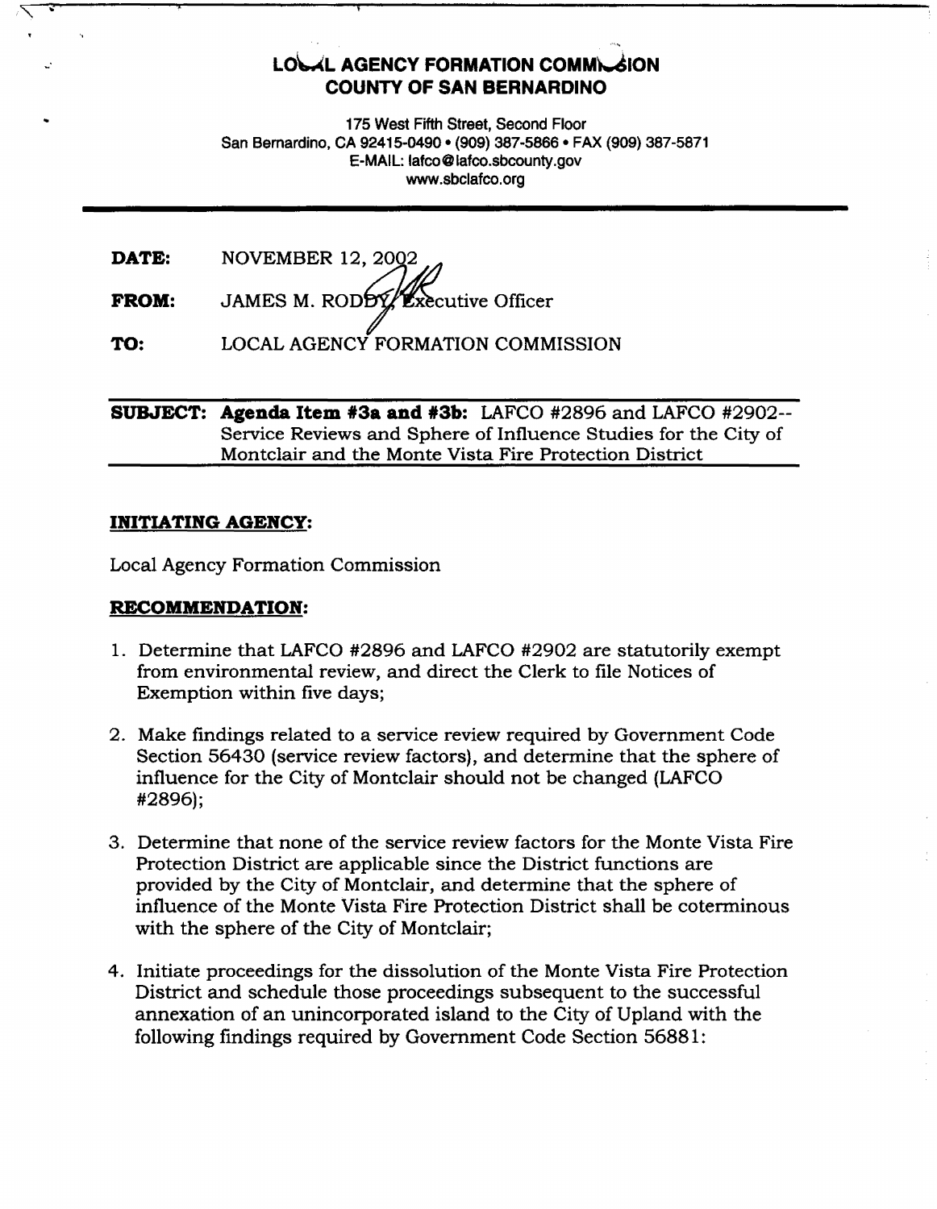# LOCAL AGENCY FORMATION COMMISSION
# COUNTY OF SAN BERNARDINO

175 West Fifth Street, Second Floor
San Bernardino, CA 92415-0490 • (909) 387-5866 • FAX (909) 387-5871
E-MAIL: lafco@lafco.sbcounty.gov
www.sbclafco.org

**DATE:** NOVEMBER 12, 2002

**FROM:** JAMES M. RODDY, Executive Officer

**TO:** LOCAL AGENCY FORMATION COMMISSION

**SUBJECT: Agenda Item #3a and #3b:** LAFCO #2896 and LAFCO #2902-- Service Reviews and Sphere of Influence Studies for the City of Montclair and the Monte Vista Fire Protection District

## INITIATING AGENCY:

Local Agency Formation Commission

## RECOMMENDATION:

1. Determine that LAFCO #2896 and LAFCO #2902 are statutorily exempt from environmental review, and direct the Clerk to file Notices of Exemption within five days;
2. Make findings related to a service review required by Government Code Section 56430 (service review factors), and determine that the sphere of influence for the City of Montclair should not be changed (LAFCO #2896);
3. Determine that none of the service review factors for the Monte Vista Fire Protection District are applicable since the District functions are provided by the City of Montclair, and determine that the sphere of influence of the Monte Vista Fire Protection District shall be coterminous with the sphere of the City of Montclair;
4. Initiate proceedings for the dissolution of the Monte Vista Fire Protection District and schedule those proceedings subsequent to the successful annexation of an unincorporated island to the City of Upland with the following findings required by Government Code Section 56881: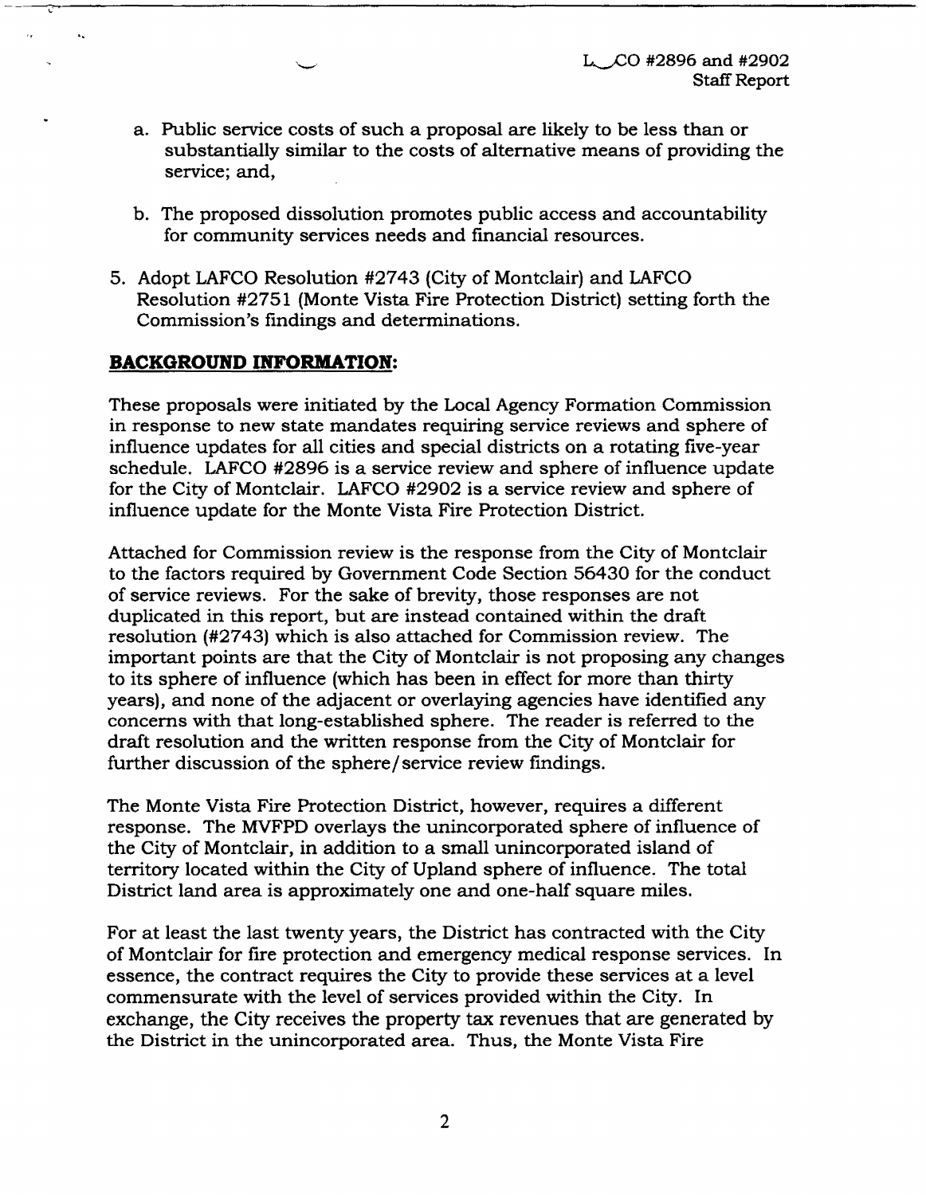a. Public service costs of such a proposal are likely to be less than or substantially similar to the costs of alternative means of providing the service; and,

b. The proposed dissolution promotes public access and accountability for community services needs and financial resources.

5. Adopt LAFCO Resolution #2743 (City of Montclair) and LAFCO Resolution #2751 (Monte Vista Fire Protection District) setting forth the Commission's findings and determinations.

## BACKGROUND INFORMATION:

These proposals were initiated by the Local Agency Formation Commission in response to new state mandates requiring service reviews and sphere of influence updates for all cities and special districts on a rotating five-year schedule. LAFCO #2896 is a service review and sphere of influence update for the City of Montclair. LAFCO #2902 is a service review and sphere of influence update for the Monte Vista Fire Protection District.

Attached for Commission review is the response from the City of Montclair to the factors required by Government Code Section 56430 for the conduct of service reviews. For the sake of brevity, those responses are not duplicated in this report, but are instead contained within the draft resolution (#2743) which is also attached for Commission review. The important points are that the City of Montclair is not proposing any changes to its sphere of influence (which has been in effect for more than thirty years), and none of the adjacent or overlaying agencies have identified any concerns with that long-established sphere. The reader is referred to the draft resolution and the written response from the City of Montclair for further discussion of the sphere/service review findings.

The Monte Vista Fire Protection District, however, requires a different response. The MVFPD overlays the unincorporated sphere of influence of the City of Montclair, in addition to a small unincorporated island of territory located within the City of Upland sphere of influence. The total District land area is approximately one and one-half square miles.

For at least the last twenty years, the District has contracted with the City of Montclair for fire protection and emergency medical response services. In essence, the contract requires the City to provide these services at a level commensurate with the level of services provided within the City. In exchange, the City receives the property tax revenues that are generated by the District in the unincorporated area. Thus, the Monte Vista Fire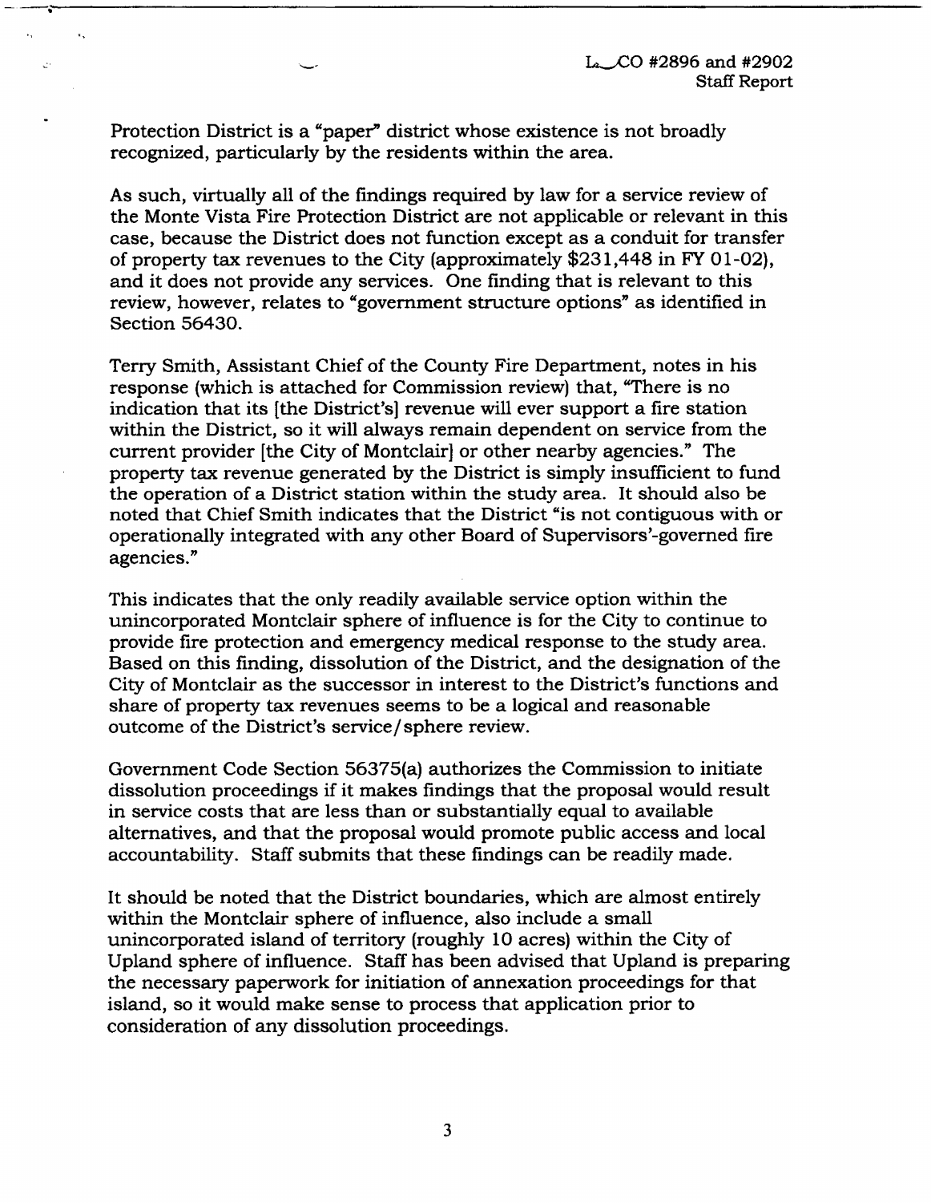Protection District is a "paper" district whose existence is not broadly recognized, particularly by the residents within the area.

As such, virtually all of the findings required by law for a service review of the Monte Vista Fire Protection District are not applicable or relevant in this case, because the District does not function except as a conduit for transfer of property tax revenues to the City (approximately $231,448 in FY 01-02), and it does not provide any services. One finding that is relevant to this review, however, relates to "government structure options" as identified in Section 56430.

Terry Smith, Assistant Chief of the County Fire Department, notes in his response (which is attached for Commission review) that, "There is no indication that its [the District's] revenue will ever support a fire station within the District, so it will always remain dependent on service from the current provider [the City of Montclair] or other nearby agencies." The property tax revenue generated by the District is simply insufficient to fund the operation of a District station within the study area. It should also be noted that Chief Smith indicates that the District "is not contiguous with or operationally integrated with any other Board of Supervisors'-governed fire agencies."

This indicates that the only readily available service option within the unincorporated Montclair sphere of influence is for the City to continue to provide fire protection and emergency medical response to the study area. Based on this finding, dissolution of the District, and the designation of the City of Montclair as the successor in interest to the District's functions and share of property tax revenues seems to be a logical and reasonable outcome of the District's service/sphere review.

Government Code Section 56375(a) authorizes the Commission to initiate dissolution proceedings if it makes findings that the proposal would result in service costs that are less than or substantially equal to available alternatives, and that the proposal would promote public access and local accountability. Staff submits that these findings can be readily made.

It should be noted that the District boundaries, which are almost entirely within the Montclair sphere of influence, also include a small unincorporated island of territory (roughly 10 acres) within the City of Upland sphere of influence. Staff has been advised that Upland is preparing the necessary paperwork for initiation of annexation proceedings for that island, so it would make sense to process that application prior to consideration of any dissolution proceedings.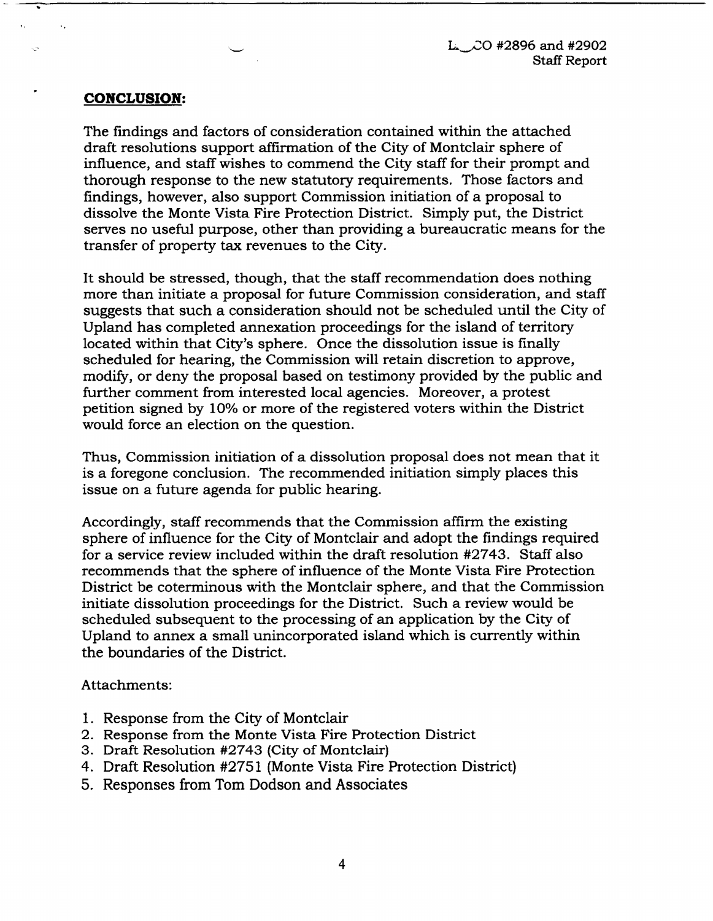**CONCLUSION:**

The findings and factors of consideration contained within the attached draft resolutions support affirmation of the City of Montclair sphere of influence, and staff wishes to commend the City staff for their prompt and thorough response to the new statutory requirements. Those factors and findings, however, also support Commission initiation of a proposal to dissolve the Monte Vista Fire Protection District. Simply put, the District serves no useful purpose, other than providing a bureaucratic means for the transfer of property tax revenues to the City.

It should be stressed, though, that the staff recommendation does nothing more than initiate a proposal for future Commission consideration, and staff suggests that such a consideration should not be scheduled until the City of Upland has completed annexation proceedings for the island of territory located within that City's sphere. Once the dissolution issue is finally scheduled for hearing, the Commission will retain discretion to approve, modify, or deny the proposal based on testimony provided by the public and further comment from interested local agencies. Moreover, a protest petition signed by 10% or more of the registered voters within the District would force an election on the question.

Thus, Commission initiation of a dissolution proposal does not mean that it is a foregone conclusion. The recommended initiation simply places this issue on a future agenda for public hearing.

Accordingly, staff recommends that the Commission affirm the existing sphere of influence for the City of Montclair and adopt the findings required for a service review included within the draft resolution #2743. Staff also recommends that the sphere of influence of the Monte Vista Fire Protection District be coterminous with the Montclair sphere, and that the Commission initiate dissolution proceedings for the District. Such a review would be scheduled subsequent to the processing of an application by the City of Upland to annex a small unincorporated island which is currently within the boundaries of the District.

Attachments:

1. Response from the City of Montclair
2. Response from the Monte Vista Fire Protection District
3. Draft Resolution #2743 (City of Montclair)
4. Draft Resolution #2751 (Monte Vista Fire Protection District)
5. Responses from Tom Dodson and Associates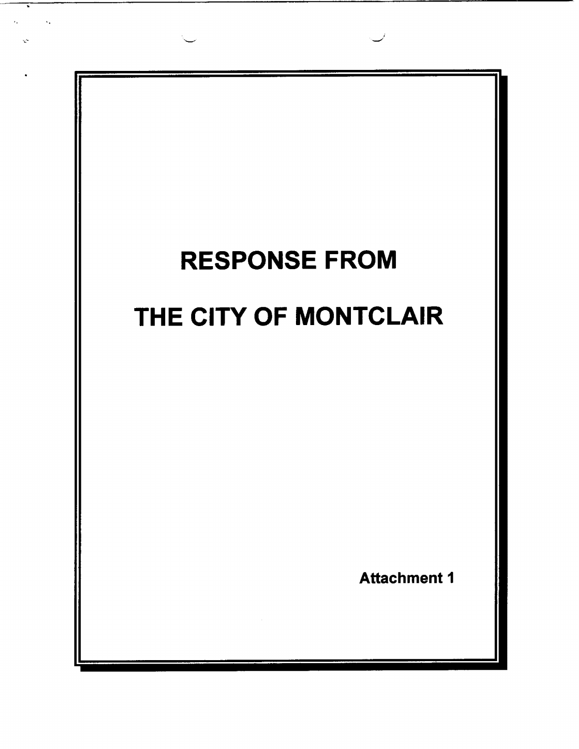# RESPONSE FROM

# THE CITY OF MONTCLAIR

**Attachment 1**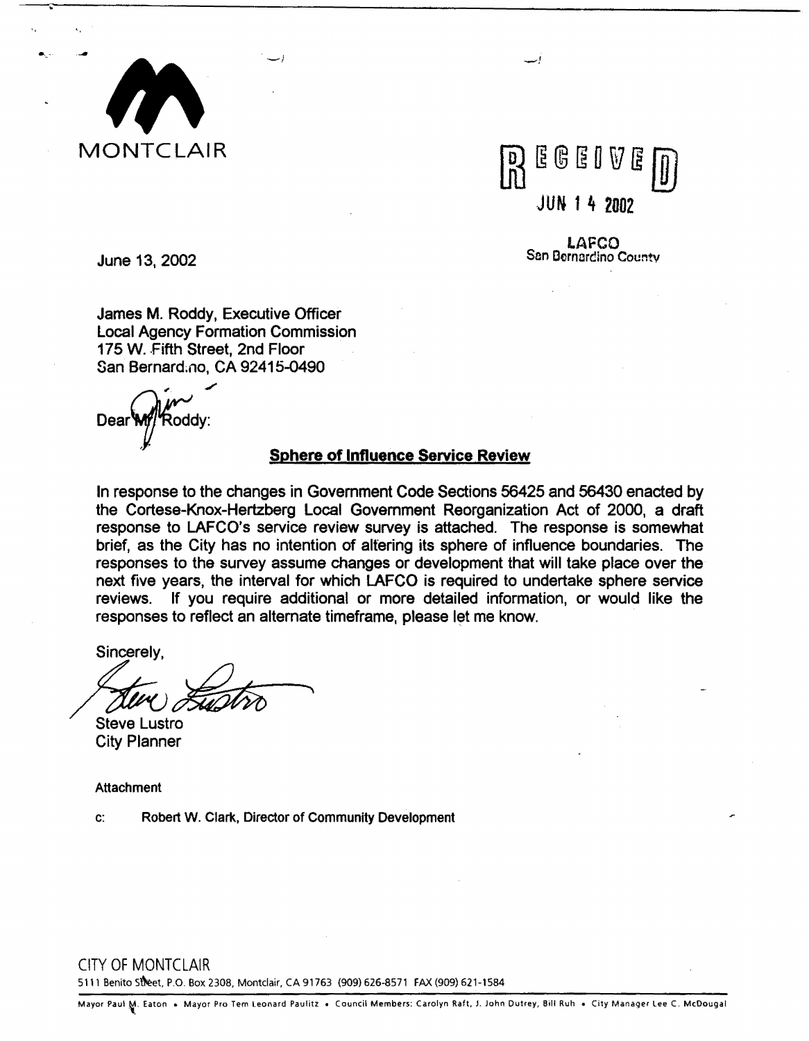MONTCLAIR

RECEIVED

JUN 14 2002

LAFCO
San Bernardino County

June 13, 2002

James M. Roddy, Executive Officer
Local Agency Formation Commission
175 W. Fifth Street, 2nd Floor
San Bernardino, CA 92415-0490

Dear Jim Roddy:

**Sphere of Influence Service Review**

In response to the changes in Government Code Sections 56425 and 56430 enacted by the Cortese-Knox-Hertzberg Local Government Reorganization Act of 2000, a draft response to LAFCO's service review survey is attached. The response is somewhat brief, as the City has no intention of altering its sphere of influence boundaries. The responses to the survey assume changes or development that will take place over the next five years, the interval for which LAFCO is required to undertake sphere service reviews. If you require additional or more detailed information, or would like the responses to reflect an alternate timeframe, please let me know.

Sincerely,

Steve Lustro
City Planner

Attachment

c: Robert W. Clark, Director of Community Development

CITY OF MONTCLAIR
5111 Benito Street, P.O. Box 2308, Montclair, CA 91763 (909) 626-8571 FAX (909) 621-1584

Mayor Paul M. Eaton • Mayor Pro Tem Leonard Paulitz • Council Members: Carolyn Raft, J. John Dutrey, Bill Ruh • City Manager Lee C. McDougal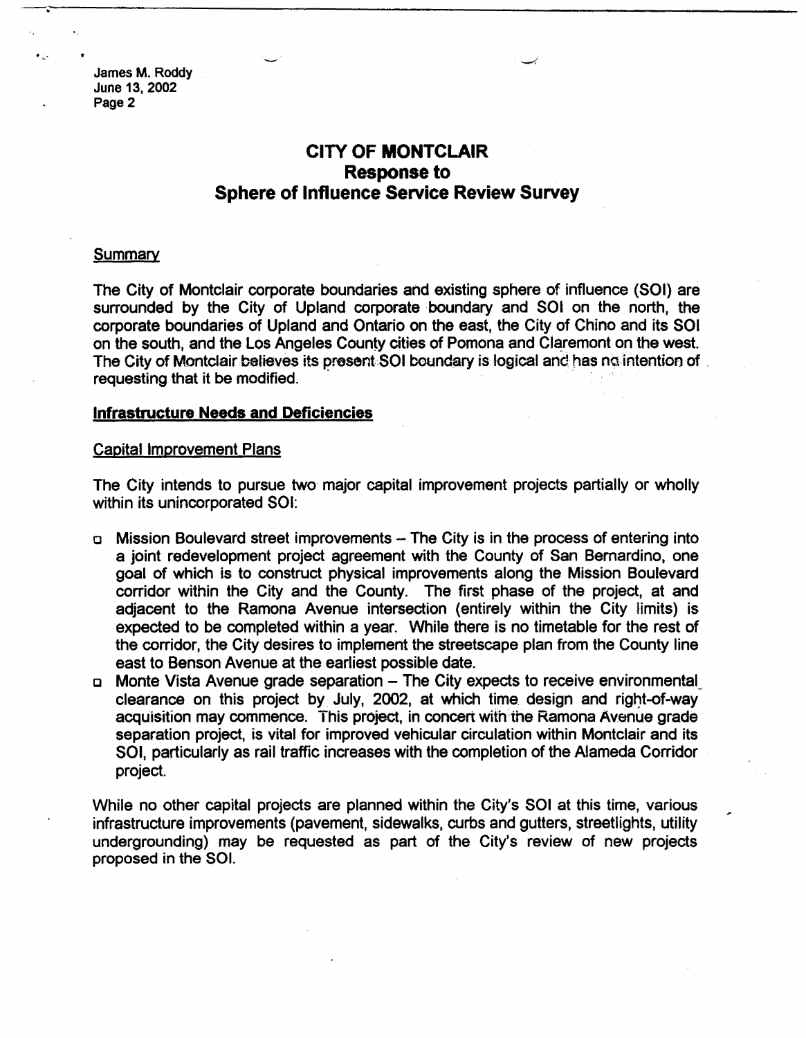# CITY OF MONTCLAIR
## Response to
## Sphere of Influence Service Review Survey

### Summary

The City of Montclair corporate boundaries and existing sphere of influence (SOI) are surrounded by the City of Upland corporate boundary and SOI on the north, the corporate boundaries of Upland and Ontario on the east, the City of Chino and its SOI on the south, and the Los Angeles County cities of Pomona and Claremont on the west. The City of Montclair believes its present SOI boundary is logical and has no intention of requesting that it be modified.

### Infrastructure Needs and Deficiencies

#### Capital Improvement Plans

The City intends to pursue two major capital improvement projects partially or wholly within its unincorporated SOI:

- Mission Boulevard street improvements – The City is in the process of entering into a joint redevelopment project agreement with the County of San Bernardino, one goal of which is to construct physical improvements along the Mission Boulevard corridor within the City and the County. The first phase of the project, at and adjacent to the Ramona Avenue intersection (entirely within the City limits) is expected to be completed within a year. While there is no timetable for the rest of the corridor, the City desires to implement the streetscape plan from the County line east to Benson Avenue at the earliest possible date.
- Monte Vista Avenue grade separation – The City expects to receive environmental clearance on this project by July, 2002, at which time design and right-of-way acquisition may commence. This project, in concert with the Ramona Avenue grade separation project, is vital for improved vehicular circulation within Montclair and its SOI, particularly as rail traffic increases with the completion of the Alameda Corridor project.

While no other capital projects are planned within the City's SOI at this time, various infrastructure improvements (pavement, sidewalks, curbs and gutters, streetlights, utility undergrounding) may be requested as part of the City's review of new projects proposed in the SOI.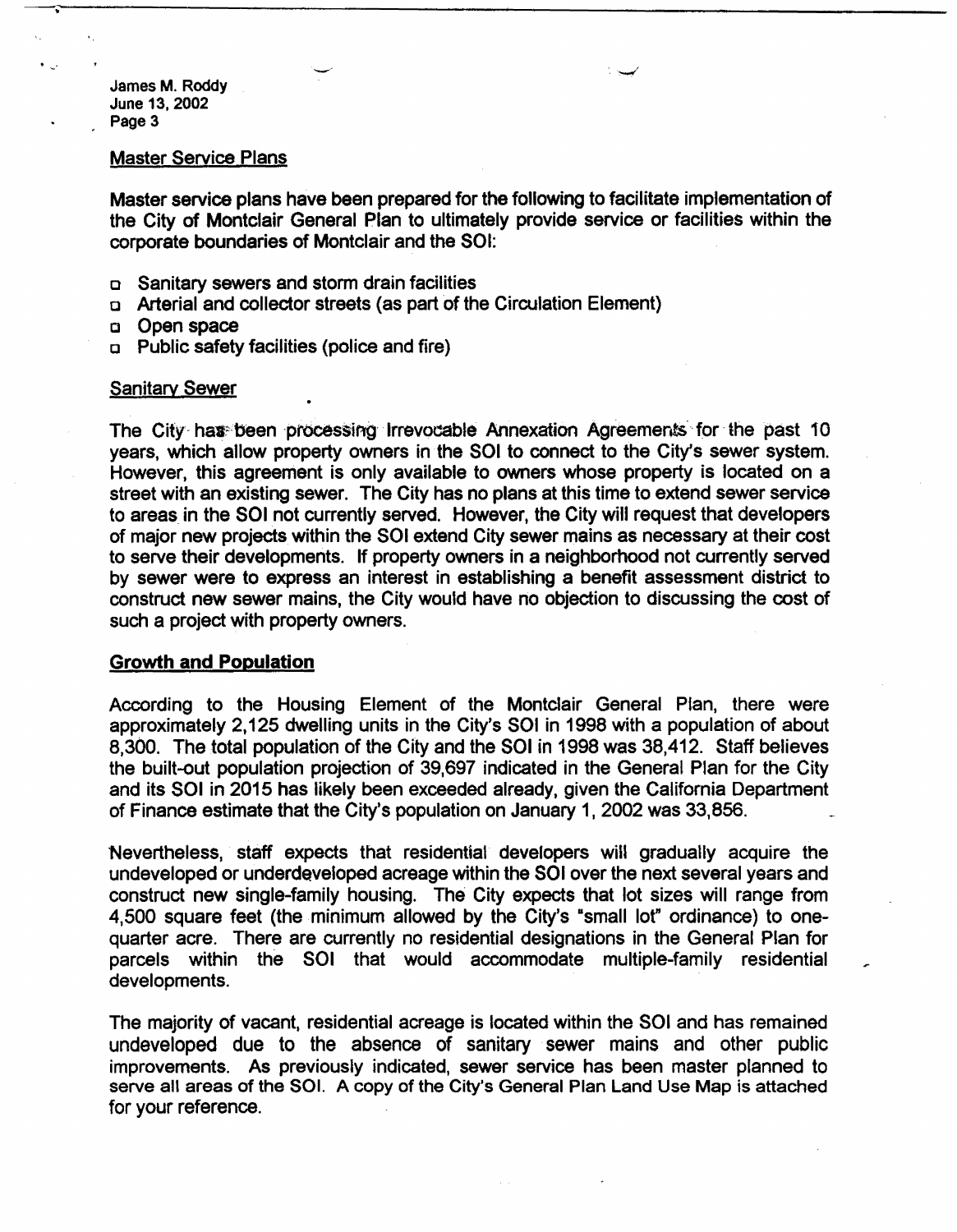## Master Service Plans

Master service plans have been prepared for the following to facilitate implementation of the City of Montclair General Plan to ultimately provide service or facilities within the corporate boundaries of Montclair and the SOI:

- Sanitary sewers and storm drain facilities
- Arterial and collector streets (as part of the Circulation Element)
- Open space
- Public safety facilities (police and fire)

## Sanitary Sewer

The City has been processing Irrevocable Annexation Agreements for the past 10 years, which allow property owners in the SOI to connect to the City's sewer system. However, this agreement is only available to owners whose property is located on a street with an existing sewer. The City has no plans at this time to extend sewer service to areas in the SOI not currently served. However, the City will request that developers of major new projects within the SOI extend City sewer mains as necessary at their cost to serve their developments. If property owners in a neighborhood not currently served by sewer were to express an interest in establishing a benefit assessment district to construct new sewer mains, the City would have no objection to discussing the cost of such a project with property owners.

## Growth and Population

According to the Housing Element of the Montclair General Plan, there were approximately 2,125 dwelling units in the City's SOI in 1998 with a population of about 8,300. The total population of the City and the SOI in 1998 was 38,412. Staff believes the built-out population projection of 39,697 indicated in the General Plan for the City and its SOI in 2015 has likely been exceeded already, given the California Department of Finance estimate that the City's population on January 1, 2002 was 33,856.

Nevertheless, staff expects that residential developers will gradually acquire the undeveloped or underdeveloped acreage within the SOI over the next several years and construct new single-family housing. The City expects that lot sizes will range from 4,500 square feet (the minimum allowed by the City's "small lot" ordinance) to one-quarter acre. There are currently no residential designations in the General Plan for parcels within the SOI that would accommodate multiple-family residential developments.

The majority of vacant, residential acreage is located within the SOI and has remained undeveloped due to the absence of sanitary sewer mains and other public improvements. As previously indicated, sewer service has been master planned to serve all areas of the SOI. A copy of the City's General Plan Land Use Map is attached for your reference.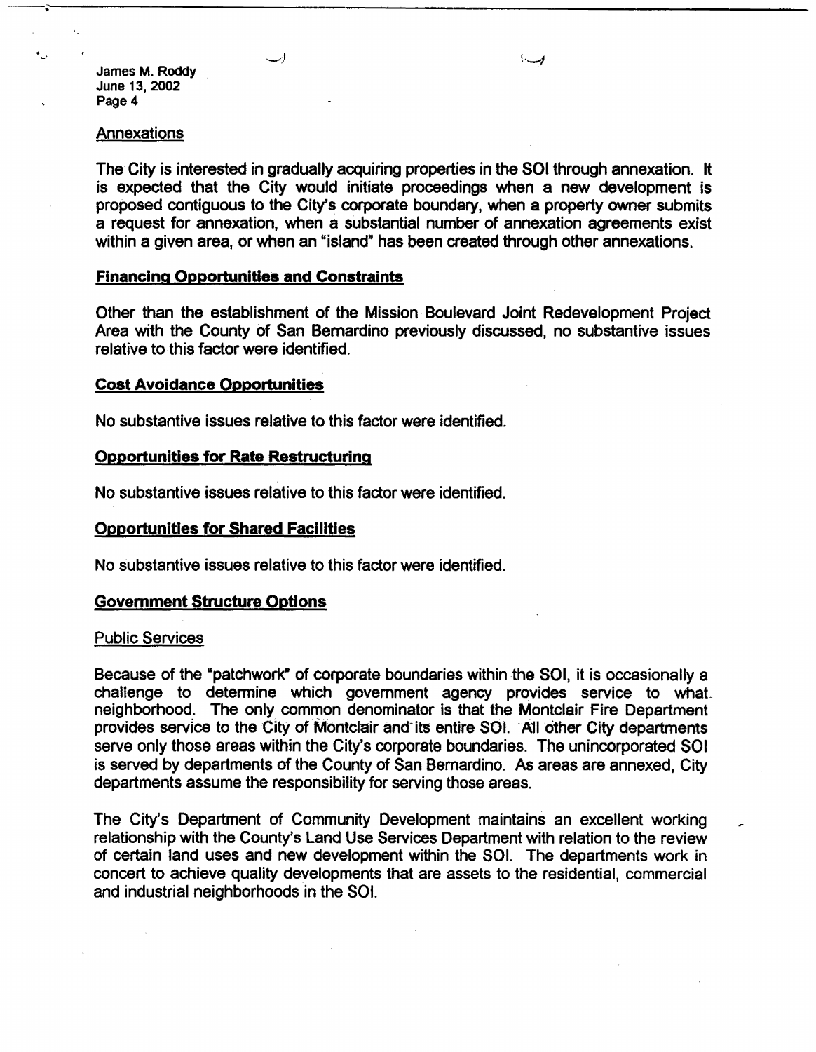## Annexations

The City is interested in gradually acquiring properties in the SOI through annexation. It is expected that the City would initiate proceedings when a new development is proposed contiguous to the City's corporate boundary, when a property owner submits a request for annexation, when a substantial number of annexation agreements exist within a given area, or when an "island" has been created through other annexations.

## Financing Opportunities and Constraints

Other than the establishment of the Mission Boulevard Joint Redevelopment Project Area with the County of San Bernardino previously discussed, no substantive issues relative to this factor were identified.

## Cost Avoidance Opportunities

No substantive issues relative to this factor were identified.

## Opportunities for Rate Restructuring

No substantive issues relative to this factor were identified.

## Opportunities for Shared Facilities

No substantive issues relative to this factor were identified.

## Government Structure Options

### Public Services

Because of the "patchwork" of corporate boundaries within the SOI, it is occasionally a challenge to determine which government agency provides service to what neighborhood. The only common denominator is that the Montclair Fire Department provides service to the City of Montclair and its entire SOI. All other City departments serve only those areas within the City's corporate boundaries. The unincorporated SOI is served by departments of the County of San Bernardino. As areas are annexed, City departments assume the responsibility for serving those areas.

The City's Department of Community Development maintains an excellent working relationship with the County's Land Use Services Department with relation to the review of certain land uses and new development within the SOI. The departments work in concert to achieve quality developments that are assets to the residential, commercial and industrial neighborhoods in the SOI.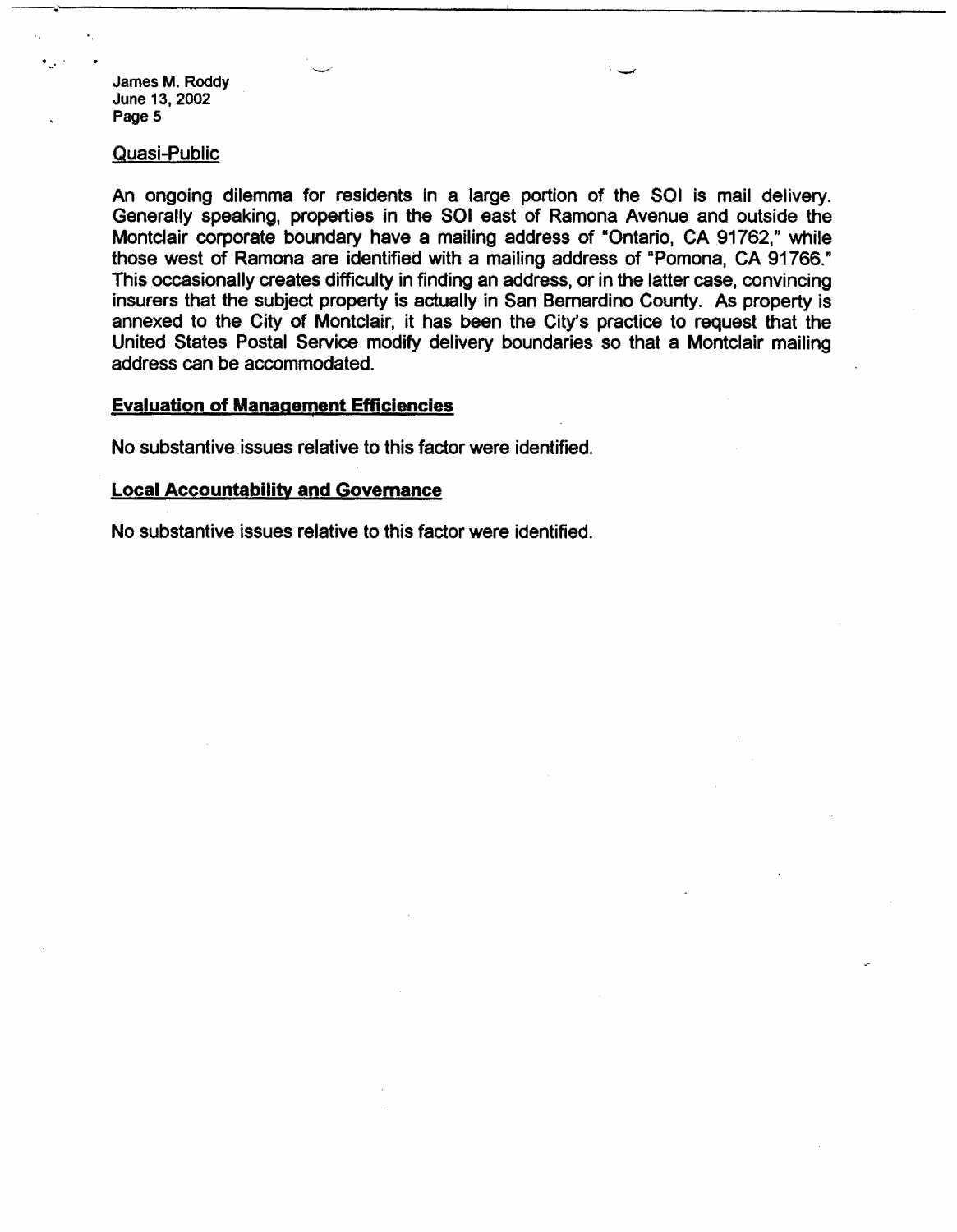Quasi-Public

An ongoing dilemma for residents in a large portion of the SOI is mail delivery. Generally speaking, properties in the SOI east of Ramona Avenue and outside the Montclair corporate boundary have a mailing address of "Ontario, CA 91762," while those west of Ramona are identified with a mailing address of "Pomona, CA 91766." This occasionally creates difficulty in finding an address, or in the latter case, convincing insurers that the subject property is actually in San Bernardino County. As property is annexed to the City of Montclair, it has been the City's practice to request that the United States Postal Service modify delivery boundaries so that a Montclair mailing address can be accommodated.

**Evaluation of Management Efficiencies**

No substantive issues relative to this factor were identified.

**Local Accountability and Governance**

No substantive issues relative to this factor were identified.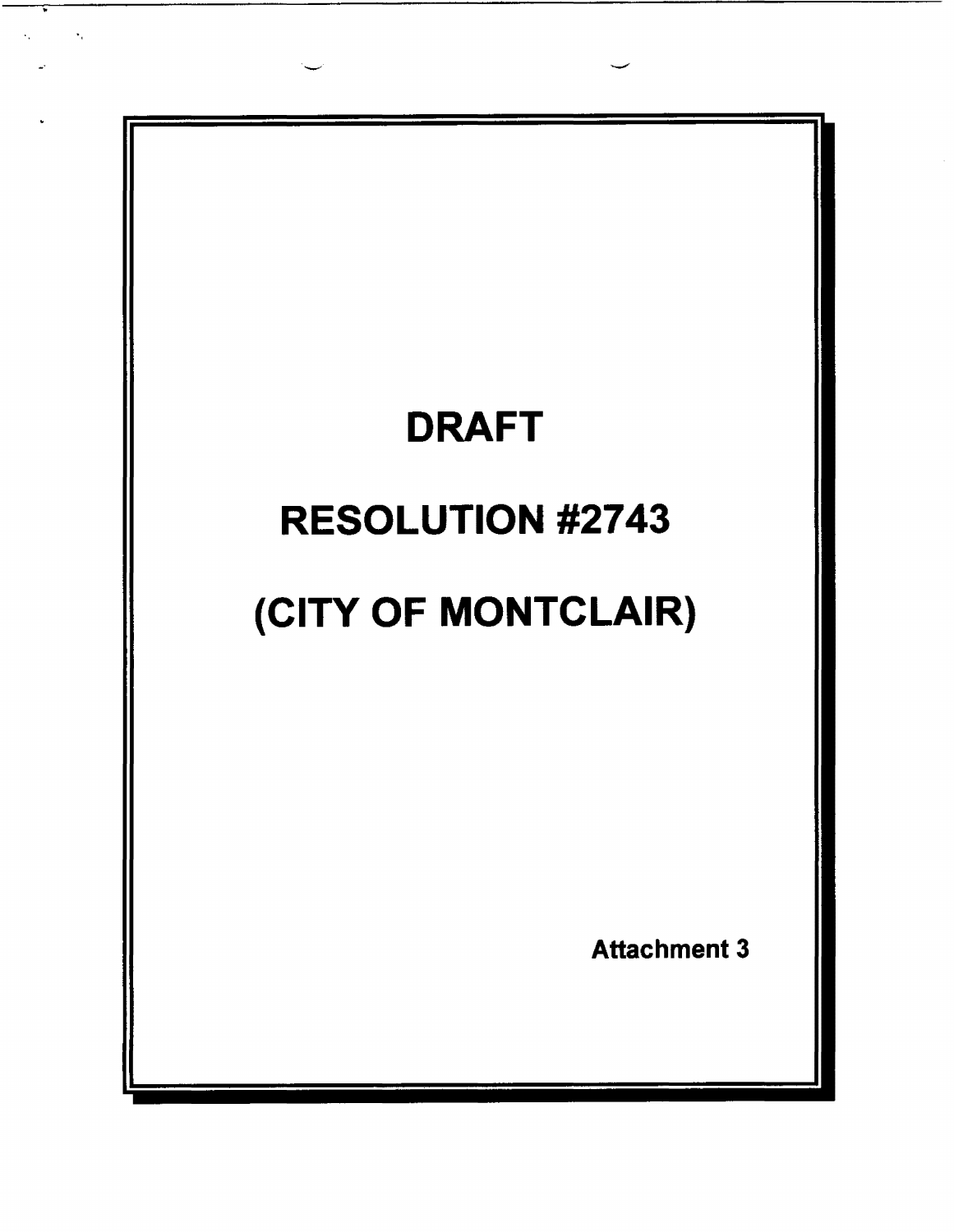# DRAFT

# RESOLUTION #2743

# (CITY OF MONTCLAIR)

**Attachment 3**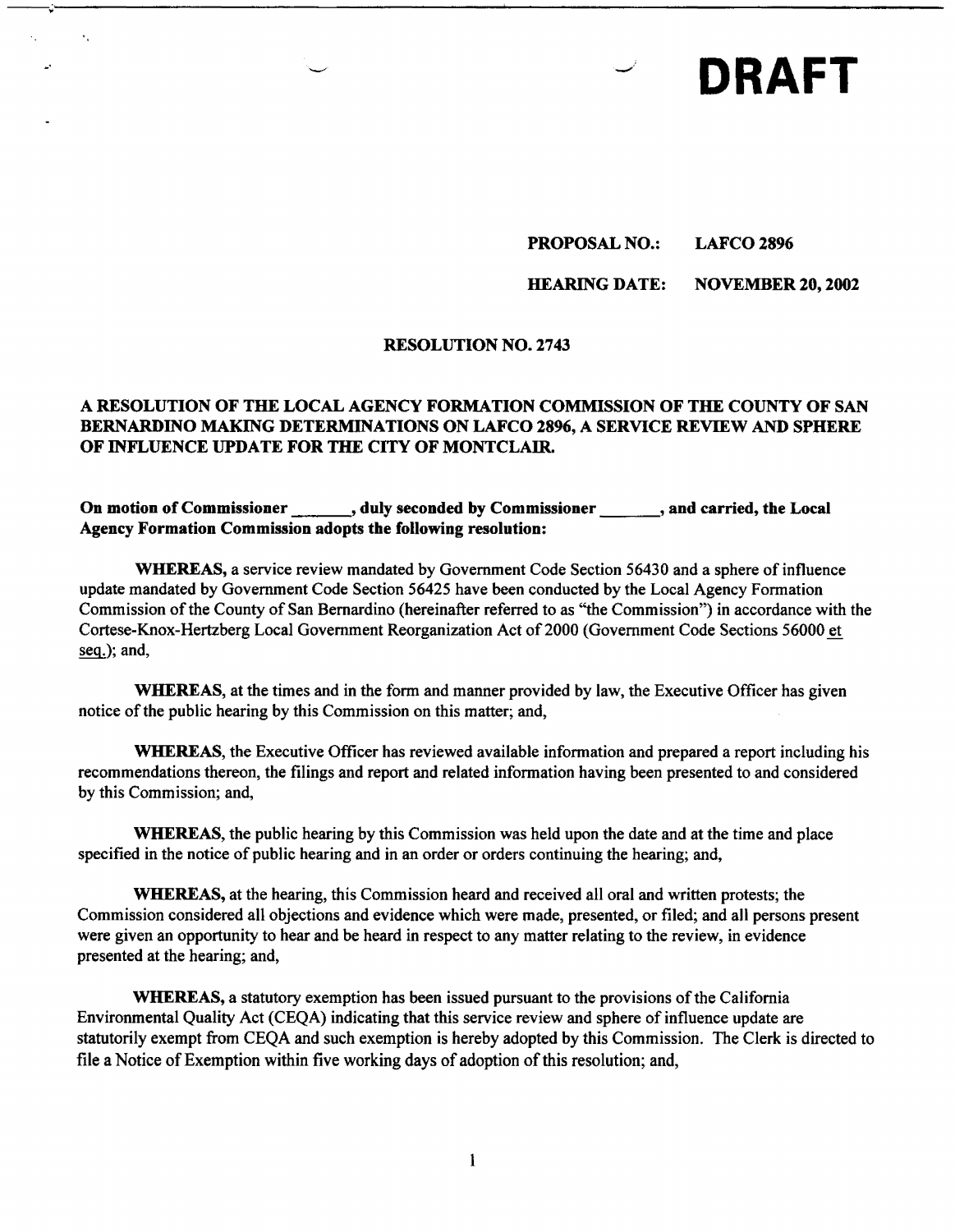**DRAFT**

**PROPOSAL NO.: LAFCO 2896**

**HEARING DATE: NOVEMBER 20, 2002**

**RESOLUTION NO. 2743**

**A RESOLUTION OF THE LOCAL AGENCY FORMATION COMMISSION OF THE COUNTY OF SAN BERNARDINO MAKING DETERMINATIONS ON LAFCO 2896, A SERVICE REVIEW AND SPHERE OF INFLUENCE UPDATE FOR THE CITY OF MONTCLAIR.**

**On motion of Commissioner \_\_\_\_\_\_\_, duly seconded by Commissioner \_\_\_\_\_\_\_, and carried, the Local Agency Formation Commission adopts the following resolution:**

**WHEREAS,** a service review mandated by Government Code Section 56430 and a sphere of influence update mandated by Government Code Section 56425 have been conducted by the Local Agency Formation Commission of the County of San Bernardino (hereinafter referred to as "the Commission") in accordance with the Cortese-Knox-Hertzberg Local Government Reorganization Act of 2000 (Government Code Sections 56000 et seq.); and,

**WHEREAS,** at the times and in the form and manner provided by law, the Executive Officer has given notice of the public hearing by this Commission on this matter; and,

**WHEREAS,** the Executive Officer has reviewed available information and prepared a report including his recommendations thereon, the filings and report and related information having been presented to and considered by this Commission; and,

**WHEREAS,** the public hearing by this Commission was held upon the date and at the time and place specified in the notice of public hearing and in an order or orders continuing the hearing; and,

**WHEREAS,** at the hearing, this Commission heard and received all oral and written protests; the Commission considered all objections and evidence which were made, presented, or filed; and all persons present were given an opportunity to hear and be heard in respect to any matter relating to the review, in evidence presented at the hearing; and,

**WHEREAS,** a statutory exemption has been issued pursuant to the provisions of the California Environmental Quality Act (CEQA) indicating that this service review and sphere of influence update are statutorily exempt from CEQA and such exemption is hereby adopted by this Commission. The Clerk is directed to file a Notice of Exemption within five working days of adoption of this resolution; and,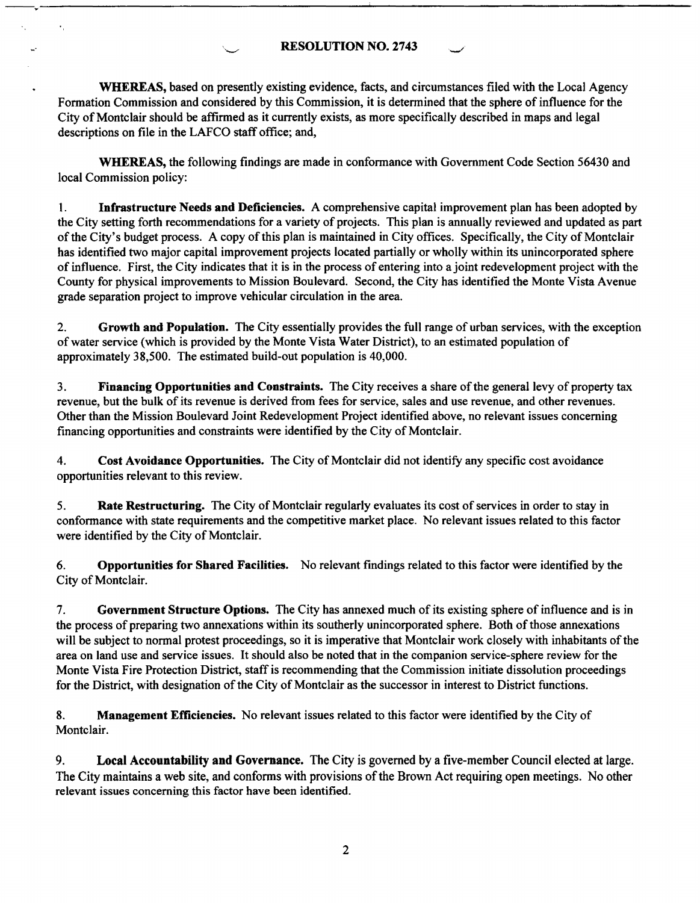**RESOLUTION NO. 2743**

**WHEREAS,** based on presently existing evidence, facts, and circumstances filed with the Local Agency Formation Commission and considered by this Commission, it is determined that the sphere of influence for the City of Montclair should be affirmed as it currently exists, as more specifically described in maps and legal descriptions on file in the LAFCO staff office; and,

**WHEREAS,** the following findings are made in conformance with Government Code Section 56430 and local Commission policy:

1. **Infrastructure Needs and Deficiencies.** A comprehensive capital improvement plan has been adopted by the City setting forth recommendations for a variety of projects. This plan is annually reviewed and updated as part of the City's budget process. A copy of this plan is maintained in City offices. Specifically, the City of Montclair has identified two major capital improvement projects located partially or wholly within its unincorporated sphere of influence. First, the City indicates that it is in the process of entering into a joint redevelopment project with the County for physical improvements to Mission Boulevard. Second, the City has identified the Monte Vista Avenue grade separation project to improve vehicular circulation in the area.

2. **Growth and Population.** The City essentially provides the full range of urban services, with the exception of water service (which is provided by the Monte Vista Water District), to an estimated population of approximately 38,500. The estimated build-out population is 40,000.

3. **Financing Opportunities and Constraints.** The City receives a share of the general levy of property tax revenue, but the bulk of its revenue is derived from fees for service, sales and use revenue, and other revenues. Other than the Mission Boulevard Joint Redevelopment Project identified above, no relevant issues concerning financing opportunities and constraints were identified by the City of Montclair.

4. **Cost Avoidance Opportunities.** The City of Montclair did not identify any specific cost avoidance opportunities relevant to this review.

5. **Rate Restructuring.** The City of Montclair regularly evaluates its cost of services in order to stay in conformance with state requirements and the competitive market place. No relevant issues related to this factor were identified by the City of Montclair.

6. **Opportunities for Shared Facilities.** No relevant findings related to this factor were identified by the City of Montclair.

7. **Government Structure Options.** The City has annexed much of its existing sphere of influence and is in the process of preparing two annexations within its southerly unincorporated sphere. Both of those annexations will be subject to normal protest proceedings, so it is imperative that Montclair work closely with inhabitants of the area on land use and service issues. It should also be noted that in the companion service-sphere review for the Monte Vista Fire Protection District, staff is recommending that the Commission initiate dissolution proceedings for the District, with designation of the City of Montclair as the successor in interest to District functions.

8. **Management Efficiencies.** No relevant issues related to this factor were identified by the City of Montclair.

9. **Local Accountability and Governance.** The City is governed by a five-member Council elected at large. The City maintains a web site, and conforms with provisions of the Brown Act requiring open meetings. No other relevant issues concerning this factor have been identified.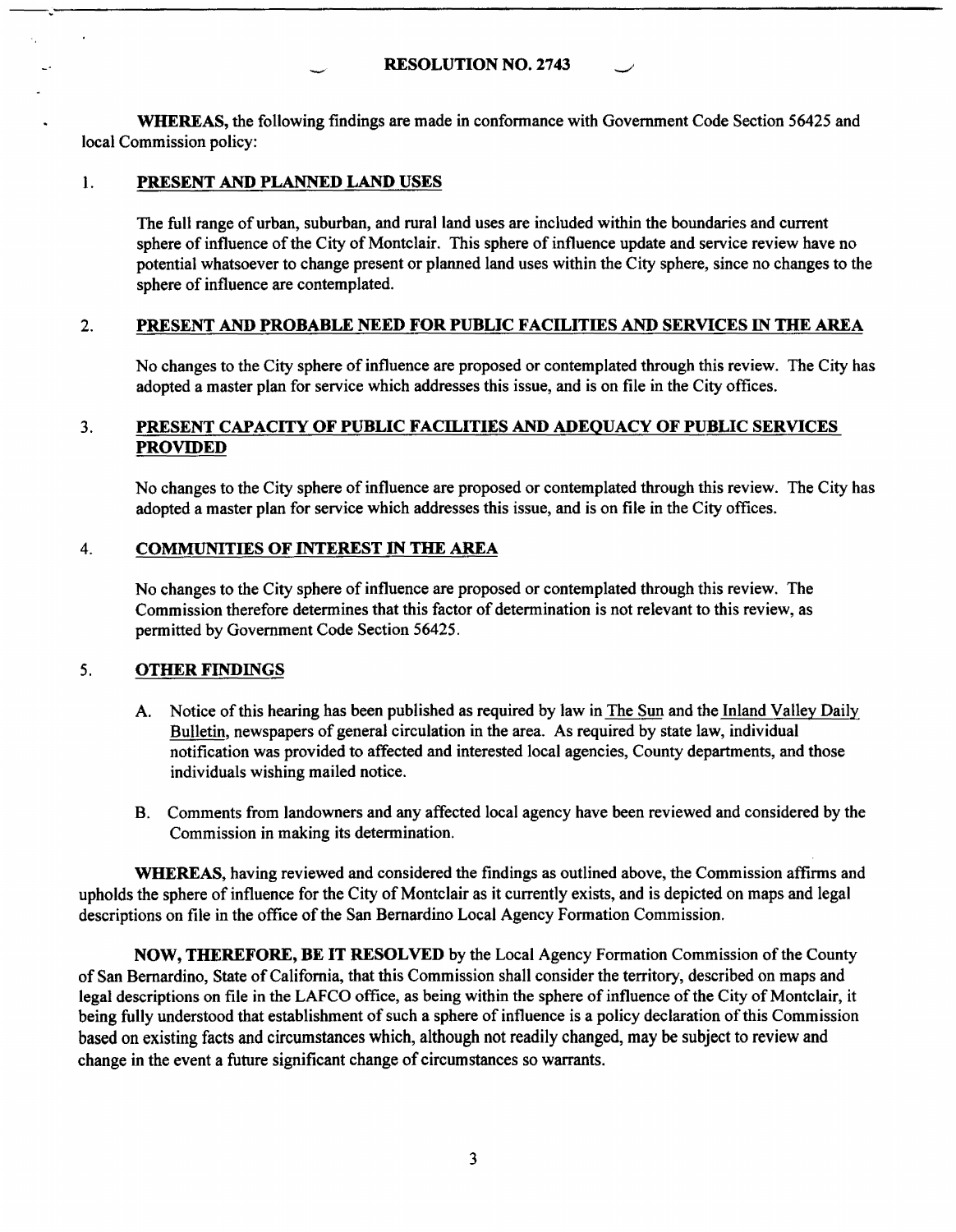**RESOLUTION NO. 2743**

**WHEREAS,** the following findings are made in conformance with Government Code Section 56425 and local Commission policy:

1. **PRESENT AND PLANNED LAND USES**

   The full range of urban, suburban, and rural land uses are included within the boundaries and current sphere of influence of the City of Montclair. This sphere of influence update and service review have no potential whatsoever to change present or planned land uses within the City sphere, since no changes to the sphere of influence are contemplated.

2. **PRESENT AND PROBABLE NEED FOR PUBLIC FACILITIES AND SERVICES IN THE AREA**

   No changes to the City sphere of influence are proposed or contemplated through this review. The City has adopted a master plan for service which addresses this issue, and is on file in the City offices.

3. **PRESENT CAPACITY OF PUBLIC FACILITIES AND ADEQUACY OF PUBLIC SERVICES PROVIDED**

   No changes to the City sphere of influence are proposed or contemplated through this review. The City has adopted a master plan for service which addresses this issue, and is on file in the City offices.

4. **COMMUNITIES OF INTEREST IN THE AREA**

   No changes to the City sphere of influence are proposed or contemplated through this review. The Commission therefore determines that this factor of determination is not relevant to this review, as permitted by Government Code Section 56425.

5. **OTHER FINDINGS**

   A. Notice of this hearing has been published as required by law in The Sun and the Inland Valley Daily Bulletin, newspapers of general circulation in the area. As required by state law, individual notification was provided to affected and interested local agencies, County departments, and those individuals wishing mailed notice.

   B. Comments from landowners and any affected local agency have been reviewed and considered by the Commission in making its determination.

**WHEREAS,** having reviewed and considered the findings as outlined above, the Commission affirms and upholds the sphere of influence for the City of Montclair as it currently exists, and is depicted on maps and legal descriptions on file in the office of the San Bernardino Local Agency Formation Commission.

**NOW, THEREFORE, BE IT RESOLVED** by the Local Agency Formation Commission of the County of San Bernardino, State of California, that this Commission shall consider the territory, described on maps and legal descriptions on file in the LAFCO office, as being within the sphere of influence of the City of Montclair, it being fully understood that establishment of such a sphere of influence is a policy declaration of this Commission based on existing facts and circumstances which, although not readily changed, may be subject to review and change in the event a future significant change of circumstances so warrants.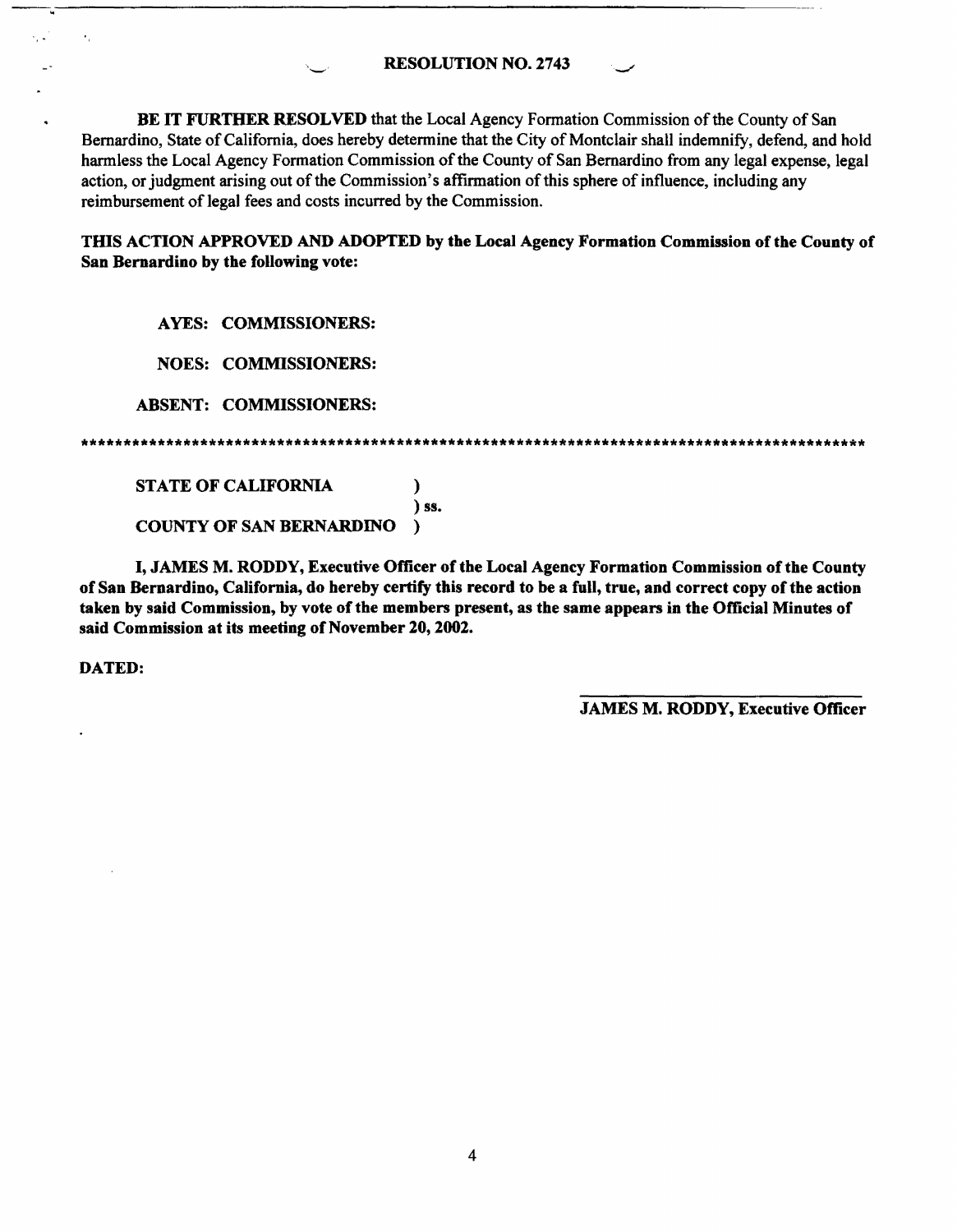**RESOLUTION NO. 2743**

**BE IT FURTHER RESOLVED** that the Local Agency Formation Commission of the County of San Bernardino, State of California, does hereby determine that the City of Montclair shall indemnify, defend, and hold harmless the Local Agency Formation Commission of the County of San Bernardino from any legal expense, legal action, or judgment arising out of the Commission's affirmation of this sphere of influence, including any reimbursement of legal fees and costs incurred by the Commission.

**THIS ACTION APPROVED AND ADOPTED by the Local Agency Formation Commission of the County of San Bernardino by the following vote:**

**AYES: COMMISSIONERS:**

**NOES: COMMISSIONERS:**

**ABSENT: COMMISSIONERS:**

*************************************************************************************************

**STATE OF CALIFORNIA )**
**) ss.**
**COUNTY OF SAN BERNARDINO )**

**I, JAMES M. RODDY, Executive Officer of the Local Agency Formation Commission of the County of San Bernardino, California, do hereby certify this record to be a full, true, and correct copy of the action taken by said Commission, by vote of the members present, as the same appears in the Official Minutes of said Commission at its meeting of November 20, 2002.**

**DATED:**

**JAMES M. RODDY, Executive Officer**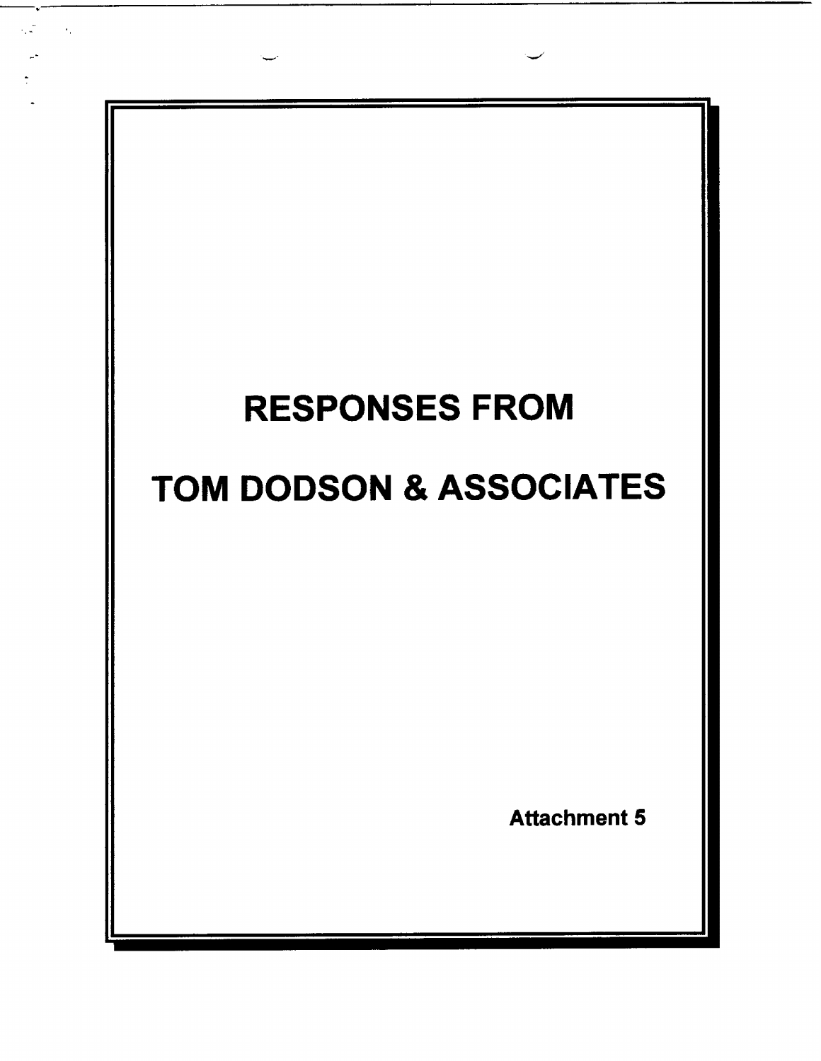# RESPONSES FROM

# TOM DODSON & ASSOCIATES

**Attachment 5**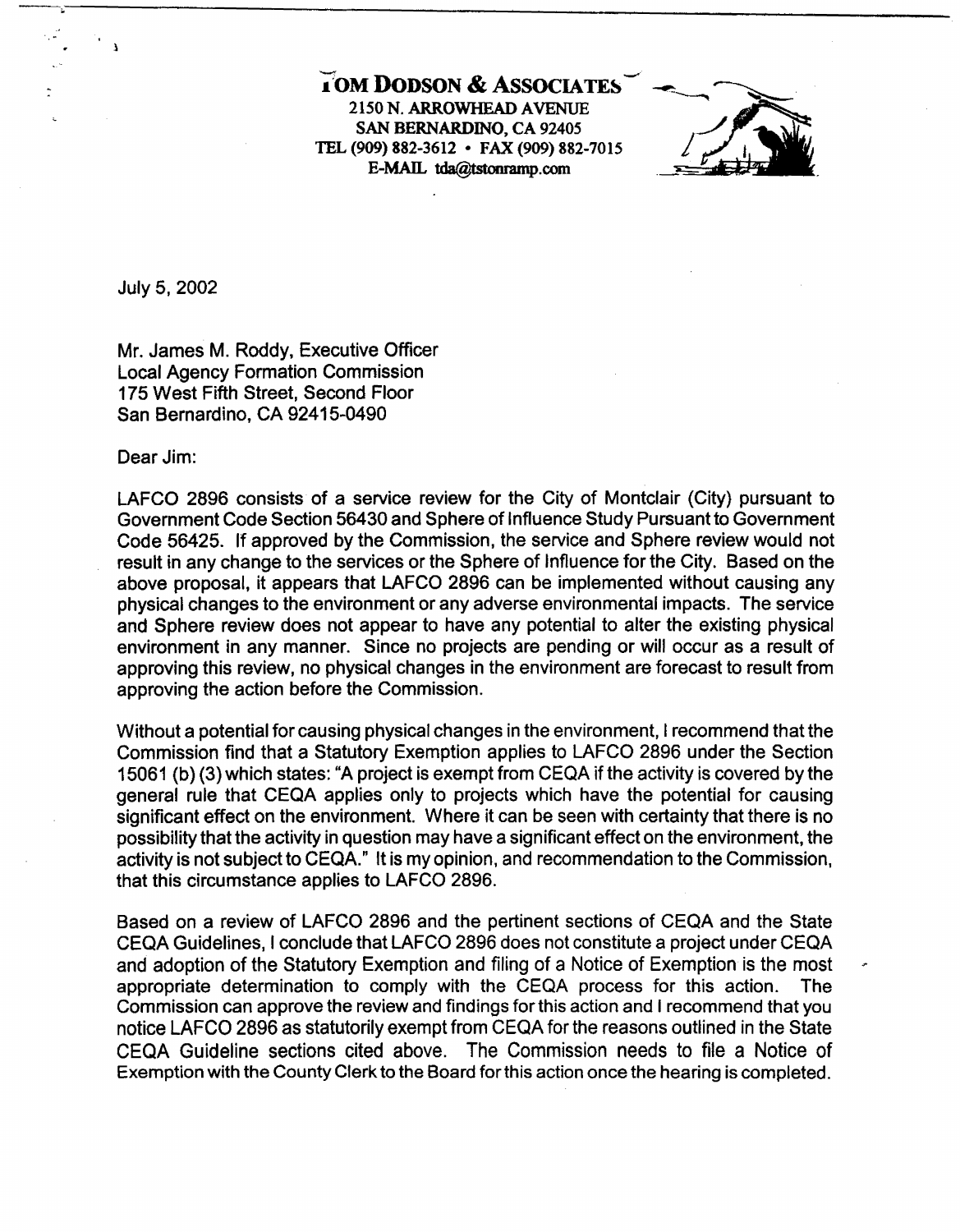**TOM DODSON & ASSOCIATES**
2150 N. ARROWHEAD AVENUE
SAN BERNARDINO, CA 92405
TEL (909) 882-3612 • FAX (909) 882-7015
E-MAIL tda@tstonramp.com

July 5, 2002

Mr. James M. Roddy, Executive Officer
Local Agency Formation Commission
175 West Fifth Street, Second Floor
San Bernardino, CA 92415-0490

Dear Jim:

LAFCO 2896 consists of a service review for the City of Montclair (City) pursuant to Government Code Section 56430 and Sphere of Influence Study Pursuant to Government Code 56425. If approved by the Commission, the service and Sphere review would not result in any change to the services or the Sphere of Influence for the City. Based on the above proposal, it appears that LAFCO 2896 can be implemented without causing any physical changes to the environment or any adverse environmental impacts. The service and Sphere review does not appear to have any potential to alter the existing physical environment in any manner. Since no projects are pending or will occur as a result of approving this review, no physical changes in the environment are forecast to result from approving the action before the Commission.

Without a potential for causing physical changes in the environment, I recommend that the Commission find that a Statutory Exemption applies to LAFCO 2896 under the Section 15061 (b) (3) which states: "A project is exempt from CEQA if the activity is covered by the general rule that CEQA applies only to projects which have the potential for causing significant effect on the environment. Where it can be seen with certainty that there is no possibility that the activity in question may have a significant effect on the environment, the activity is not subject to CEQA." It is my opinion, and recommendation to the Commission, that this circumstance applies to LAFCO 2896.

Based on a review of LAFCO 2896 and the pertinent sections of CEQA and the State CEQA Guidelines, I conclude that LAFCO 2896 does not constitute a project under CEQA and adoption of the Statutory Exemption and filing of a Notice of Exemption is the most appropriate determination to comply with the CEQA process for this action. The Commission can approve the review and findings for this action and I recommend that you notice LAFCO 2896 as statutorily exempt from CEQA for the reasons outlined in the State CEQA Guideline sections cited above. The Commission needs to file a Notice of Exemption with the County Clerk to the Board for this action once the hearing is completed.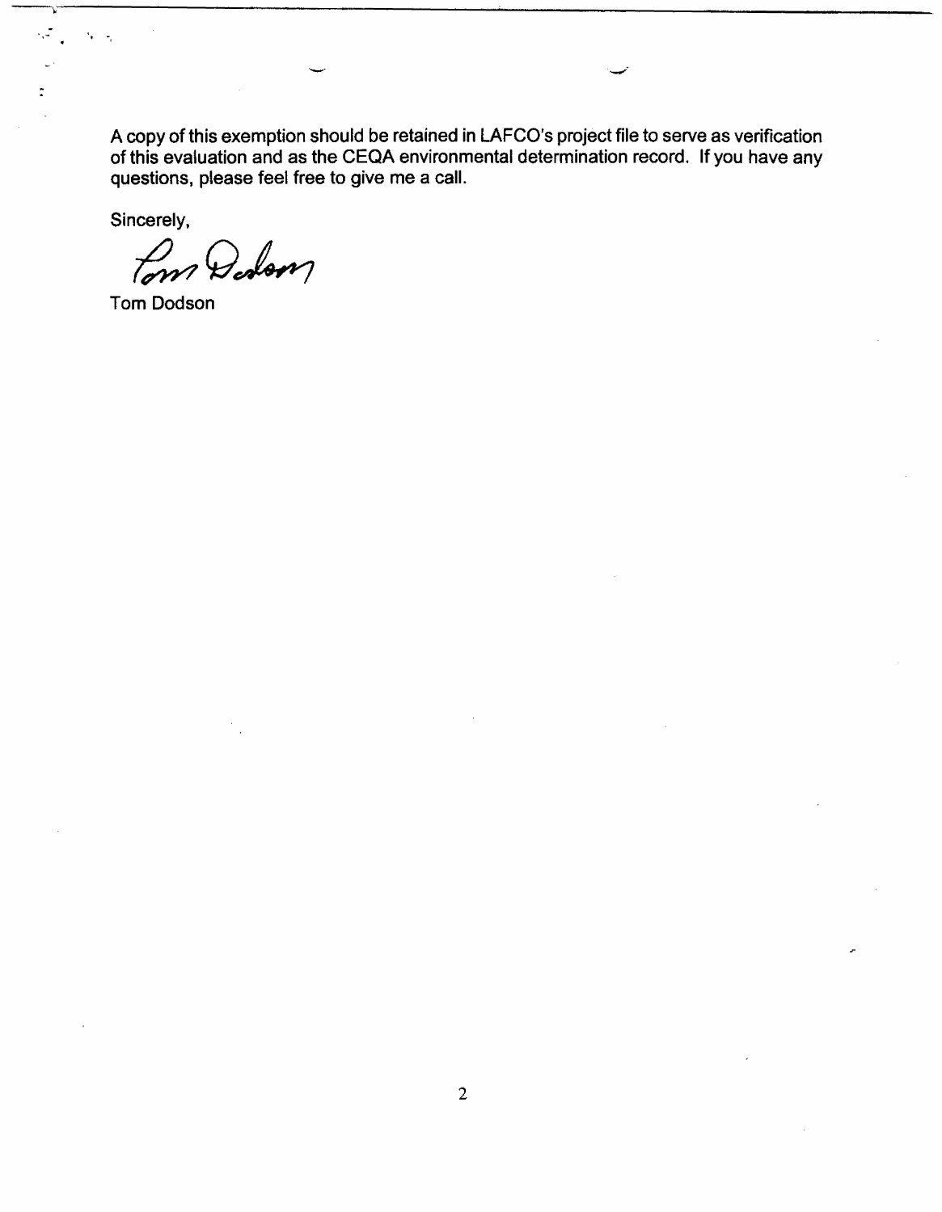A copy of this exemption should be retained in LAFCO's project file to serve as verification of this evaluation and as the CEQA environmental determination record. If you have any questions, please feel free to give me a call.

Sincerely,

Tom Dodson